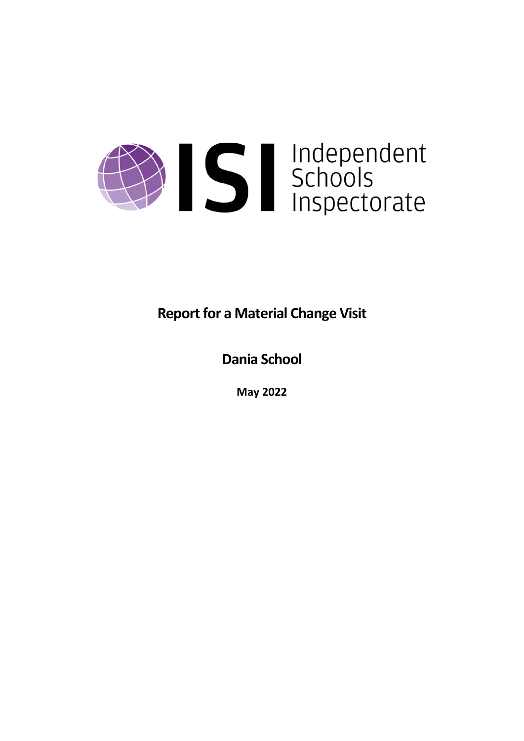Independent Schools Inspectorate

# Report for a Material Change Visit

## Dania School

**May 2022**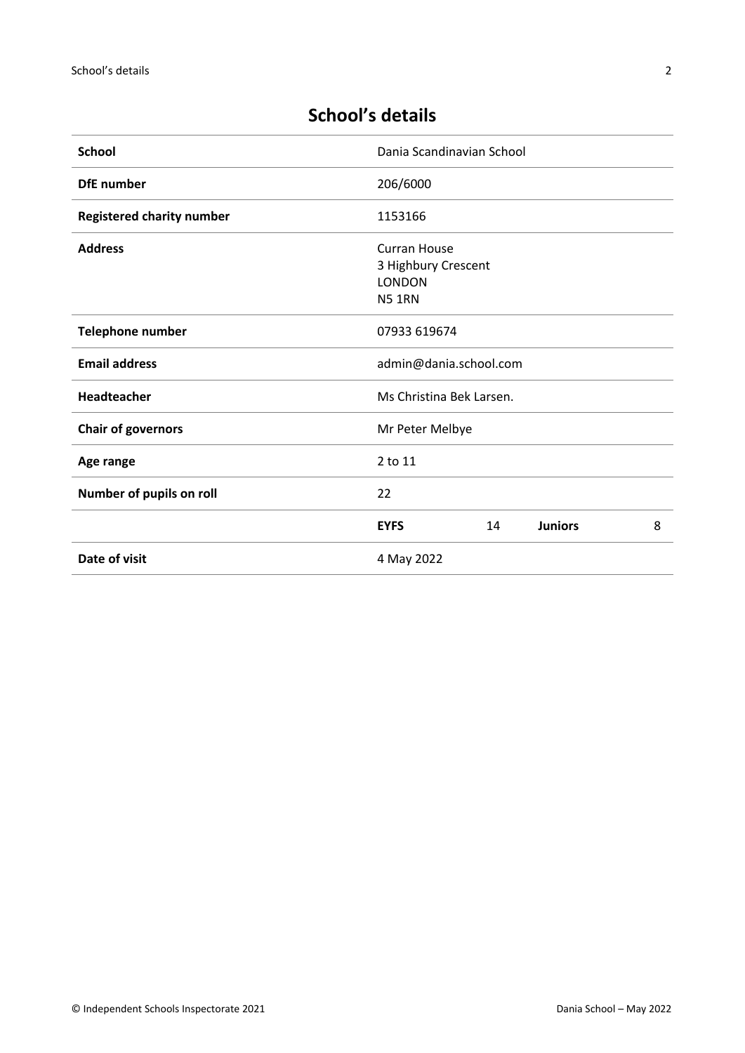# School's details

| School | Dania Scandinavian School | | | |
|---|---|---|---|---|
| **DfE number** | 206/6000 | | | |
| **Registered charity number** | 1153166 | | | |
| **Address** | Curran House<br>3 Highbury Crescent<br>LONDON<br>N5 1RN | | | |
| **Telephone number** | 07933 619674 | | | |
| **Email address** | admin@dania.school.com | | | |
| **Headteacher** | Ms Christina Bek Larsen. | | | |
| **Chair of governors** | Mr Peter Melbye | | | |
| **Age range** | 2 to 11 | | | |
| **Number of pupils on roll** | 22 | | | |
| | **EYFS** | 14 | **Juniors** | 8 |
| **Date of visit** | 4 May 2022 | | | |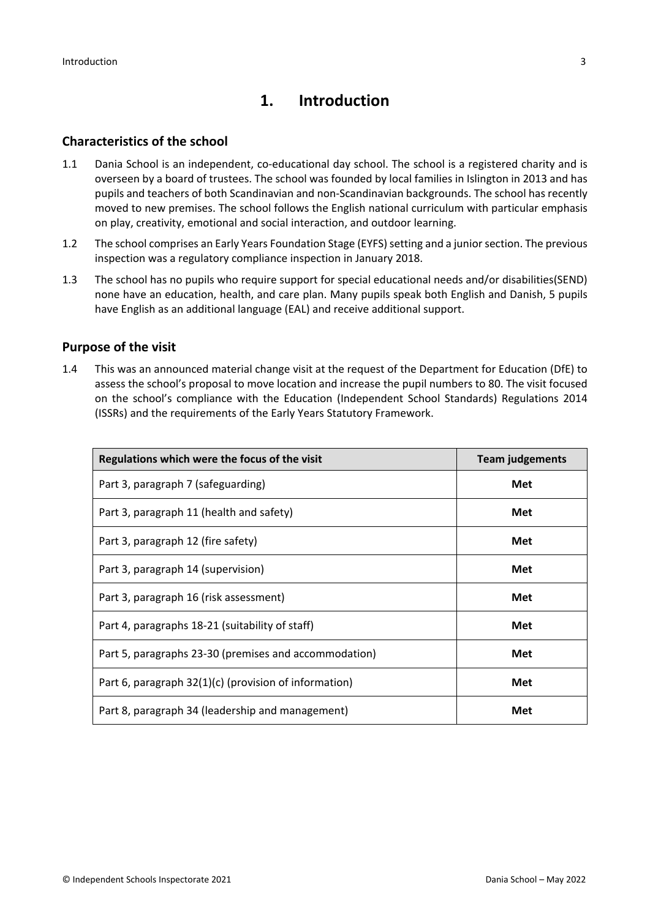# 1. Introduction

## Characteristics of the school

1.1 Dania School is an independent, co-educational day school. The school is a registered charity and is overseen by a board of trustees. The school was founded by local families in Islington in 2013 and has pupils and teachers of both Scandinavian and non-Scandinavian backgrounds. The school has recently moved to new premises. The school follows the English national curriculum with particular emphasis on play, creativity, emotional and social interaction, and outdoor learning.

1.2 The school comprises an Early Years Foundation Stage (EYFS) setting and a junior section. The previous inspection was a regulatory compliance inspection in January 2018.

1.3 The school has no pupils who require support for special educational needs and/or disabilities(SEND) none have an education, health, and care plan. Many pupils speak both English and Danish, 5 pupils have English as an additional language (EAL) and receive additional support.

## Purpose of the visit

1.4 This was an announced material change visit at the request of the Department for Education (DfE) to assess the school's proposal to move location and increase the pupil numbers to 80. The visit focused on the school's compliance with the Education (Independent School Standards) Regulations 2014 (ISSRs) and the requirements of the Early Years Statutory Framework.

| Regulations which were the focus of the visit | Team judgements |
|---|---|
| Part 3, paragraph 7 (safeguarding) | **Met** |
| Part 3, paragraph 11 (health and safety) | **Met** |
| Part 3, paragraph 12 (fire safety) | **Met** |
| Part 3, paragraph 14 (supervision) | **Met** |
| Part 3, paragraph 16 (risk assessment) | **Met** |
| Part 4, paragraphs 18-21 (suitability of staff) | **Met** |
| Part 5, paragraphs 23-30 (premises and accommodation) | **Met** |
| Part 6, paragraph 32(1)(c) (provision of information) | **Met** |
| Part 8, paragraph 34 (leadership and management) | **Met** |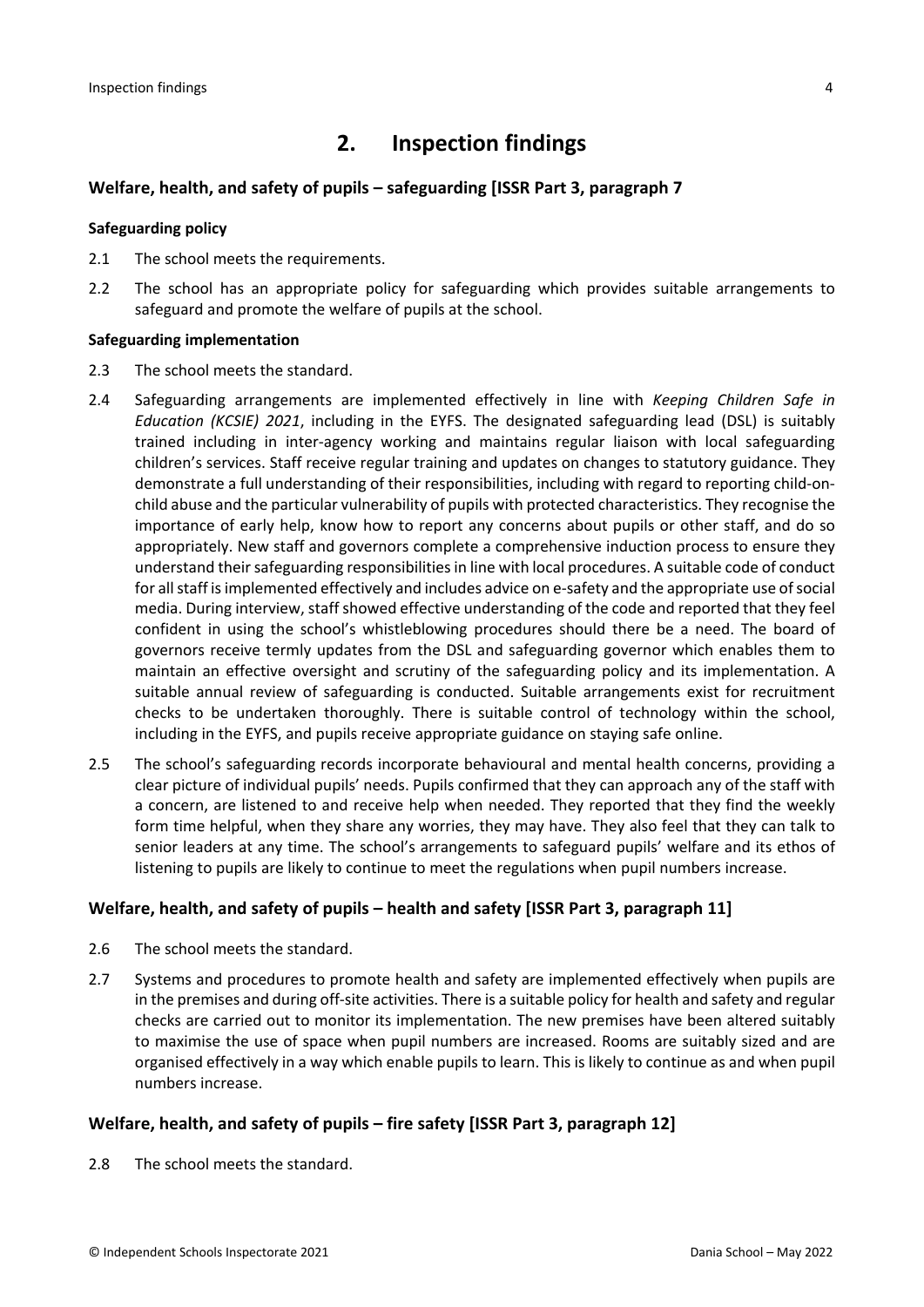## 2. Inspection findings

### Welfare, health, and safety of pupils – safeguarding [ISSR Part 3, paragraph 7

#### Safeguarding policy

2.1 The school meets the requirements.

2.2 The school has an appropriate policy for safeguarding which provides suitable arrangements to safeguard and promote the welfare of pupils at the school.

#### Safeguarding implementation

2.3 The school meets the standard.

2.4 Safeguarding arrangements are implemented effectively in line with *Keeping Children Safe in Education (KCSIE) 2021*, including in the EYFS. The designated safeguarding lead (DSL) is suitably trained including in inter-agency working and maintains regular liaison with local safeguarding children's services. Staff receive regular training and updates on changes to statutory guidance. They demonstrate a full understanding of their responsibilities, including with regard to reporting child-on-child abuse and the particular vulnerability of pupils with protected characteristics. They recognise the importance of early help, know how to report any concerns about pupils or other staff, and do so appropriately. New staff and governors complete a comprehensive induction process to ensure they understand their safeguarding responsibilities in line with local procedures. A suitable code of conduct for all staff is implemented effectively and includes advice on e-safety and the appropriate use of social media. During interview, staff showed effective understanding of the code and reported that they feel confident in using the school's whistleblowing procedures should there be a need. The board of governors receive termly updates from the DSL and safeguarding governor which enables them to maintain an effective oversight and scrutiny of the safeguarding policy and its implementation. A suitable annual review of safeguarding is conducted. Suitable arrangements exist for recruitment checks to be undertaken thoroughly. There is suitable control of technology within the school, including in the EYFS, and pupils receive appropriate guidance on staying safe online.

2.5 The school's safeguarding records incorporate behavioural and mental health concerns, providing a clear picture of individual pupils' needs. Pupils confirmed that they can approach any of the staff with a concern, are listened to and receive help when needed. They reported that they find the weekly form time helpful, when they share any worries, they may have. They also feel that they can talk to senior leaders at any time. The school's arrangements to safeguard pupils' welfare and its ethos of listening to pupils are likely to continue to meet the regulations when pupil numbers increase.

### Welfare, health, and safety of pupils – health and safety [ISSR Part 3, paragraph 11]

2.6 The school meets the standard.

2.7 Systems and procedures to promote health and safety are implemented effectively when pupils are in the premises and during off-site activities. There is a suitable policy for health and safety and regular checks are carried out to monitor its implementation. The new premises have been altered suitably to maximise the use of space when pupil numbers are increased. Rooms are suitably sized and are organised effectively in a way which enable pupils to learn. This is likely to continue as and when pupil numbers increase.

### Welfare, health, and safety of pupils – fire safety [ISSR Part 3, paragraph 12]

2.8 The school meets the standard.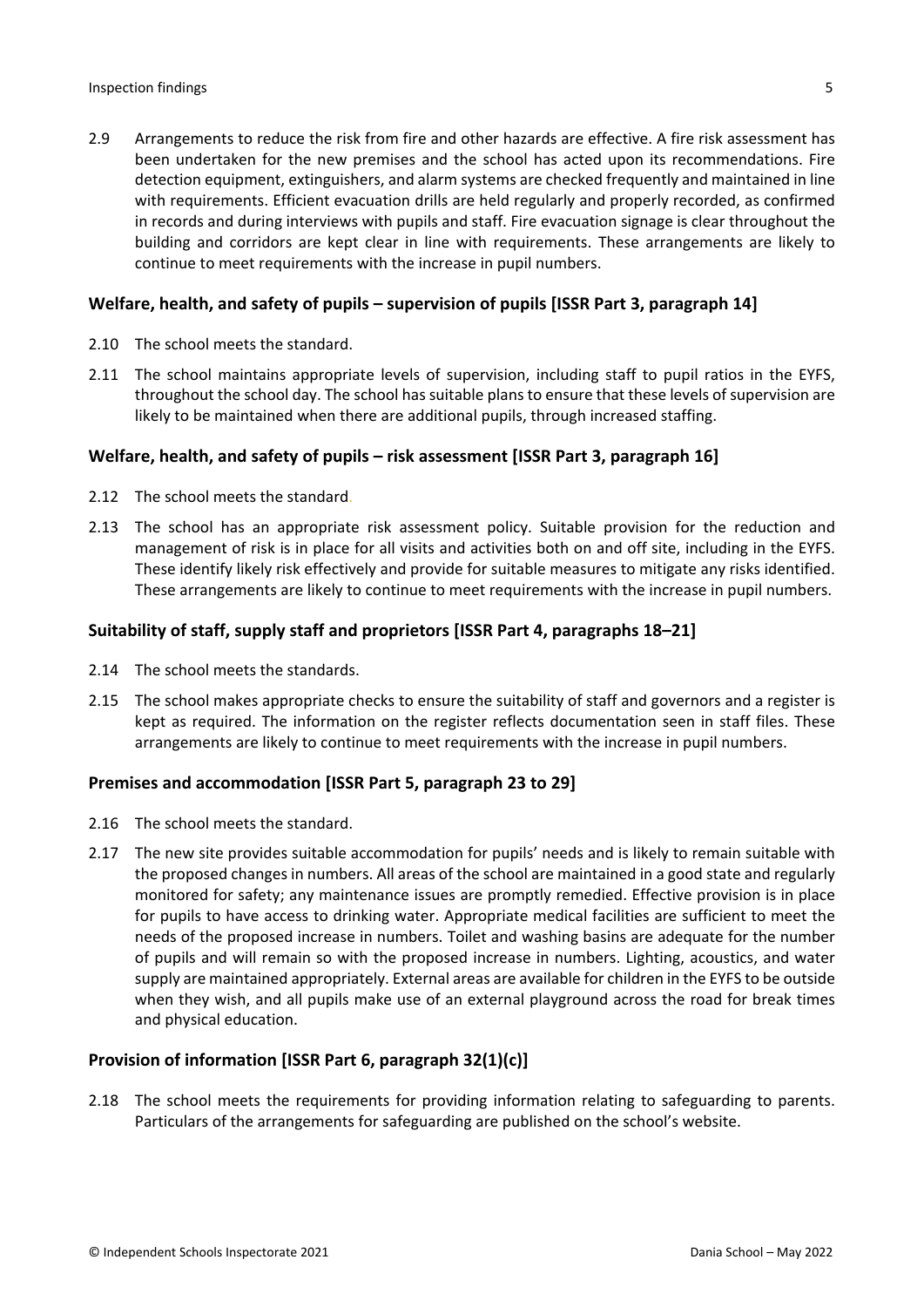2.9 Arrangements to reduce the risk from fire and other hazards are effective. A fire risk assessment has been undertaken for the new premises and the school has acted upon its recommendations. Fire detection equipment, extinguishers, and alarm systems are checked frequently and maintained in line with requirements. Efficient evacuation drills are held regularly and properly recorded, as confirmed in records and during interviews with pupils and staff. Fire evacuation signage is clear throughout the building and corridors are kept clear in line with requirements. These arrangements are likely to continue to meet requirements with the increase in pupil numbers.

### Welfare, health, and safety of pupils – supervision of pupils [ISSR Part 3, paragraph 14]

2.10 The school meets the standard.

2.11 The school maintains appropriate levels of supervision, including staff to pupil ratios in the EYFS, throughout the school day. The school has suitable plans to ensure that these levels of supervision are likely to be maintained when there are additional pupils, through increased staffing.

### Welfare, health, and safety of pupils – risk assessment [ISSR Part 3, paragraph 16]

2.12 The school meets the standard.

2.13 The school has an appropriate risk assessment policy. Suitable provision for the reduction and management of risk is in place for all visits and activities both on and off site, including in the EYFS. These identify likely risk effectively and provide for suitable measures to mitigate any risks identified. These arrangements are likely to continue to meet requirements with the increase in pupil numbers.

### Suitability of staff, supply staff and proprietors [ISSR Part 4, paragraphs 18–21]

2.14 The school meets the standards.

2.15 The school makes appropriate checks to ensure the suitability of staff and governors and a register is kept as required. The information on the register reflects documentation seen in staff files. These arrangements are likely to continue to meet requirements with the increase in pupil numbers.

### Premises and accommodation [ISSR Part 5, paragraph 23 to 29]

2.16 The school meets the standard.

2.17 The new site provides suitable accommodation for pupils' needs and is likely to remain suitable with the proposed changes in numbers. All areas of the school are maintained in a good state and regularly monitored for safety; any maintenance issues are promptly remedied. Effective provision is in place for pupils to have access to drinking water. Appropriate medical facilities are sufficient to meet the needs of the proposed increase in numbers. Toilet and washing basins are adequate for the number of pupils and will remain so with the proposed increase in numbers. Lighting, acoustics, and water supply are maintained appropriately. External areas are available for children in the EYFS to be outside when they wish, and all pupils make use of an external playground across the road for break times and physical education.

### Provision of information [ISSR Part 6, paragraph 32(1)(c)]

2.18 The school meets the requirements for providing information relating to safeguarding to parents. Particulars of the arrangements for safeguarding are published on the school's website.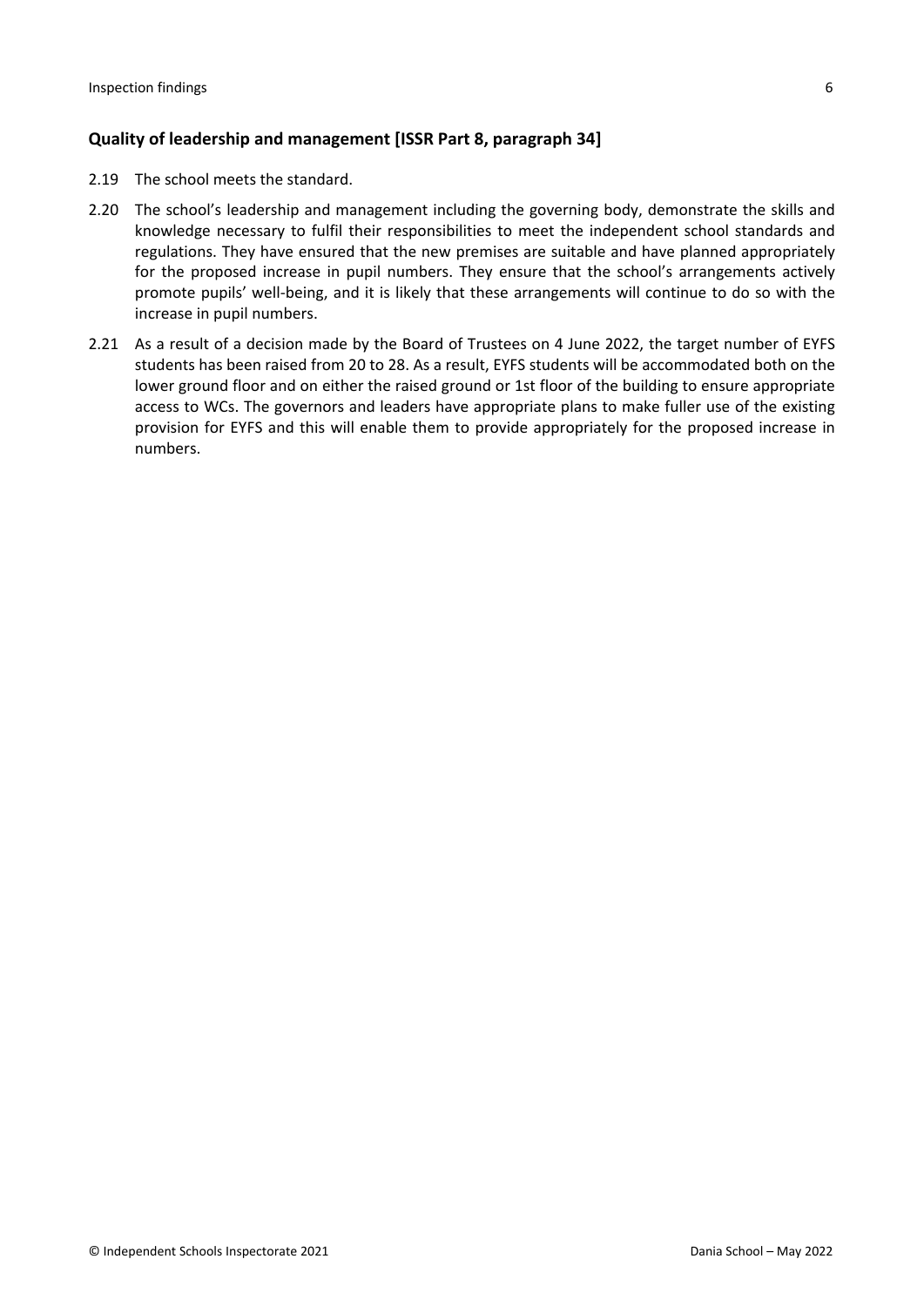### Quality of leadership and management [ISSR Part 8, paragraph 34]

2.19 The school meets the standard.

2.20 The school's leadership and management including the governing body, demonstrate the skills and knowledge necessary to fulfil their responsibilities to meet the independent school standards and regulations. They have ensured that the new premises are suitable and have planned appropriately for the proposed increase in pupil numbers. They ensure that the school's arrangements actively promote pupils' well-being, and it is likely that these arrangements will continue to do so with the increase in pupil numbers.

2.21 As a result of a decision made by the Board of Trustees on 4 June 2022, the target number of EYFS students has been raised from 20 to 28. As a result, EYFS students will be accommodated both on the lower ground floor and on either the raised ground or 1st floor of the building to ensure appropriate access to WCs. The governors and leaders have appropriate plans to make fuller use of the existing provision for EYFS and this will enable them to provide appropriately for the proposed increase in numbers.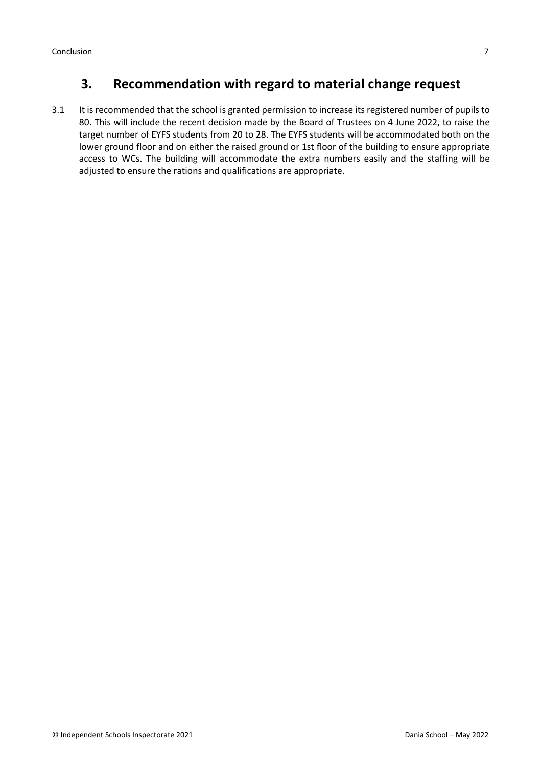## 3. Recommendation with regard to material change request

3.1 It is recommended that the school is granted permission to increase its registered number of pupils to 80. This will include the recent decision made by the Board of Trustees on 4 June 2022, to raise the target number of EYFS students from 20 to 28. The EYFS students will be accommodated both on the lower ground floor and on either the raised ground or 1st floor of the building to ensure appropriate access to WCs. The building will accommodate the extra numbers easily and the staffing will be adjusted to ensure the rations and qualifications are appropriate.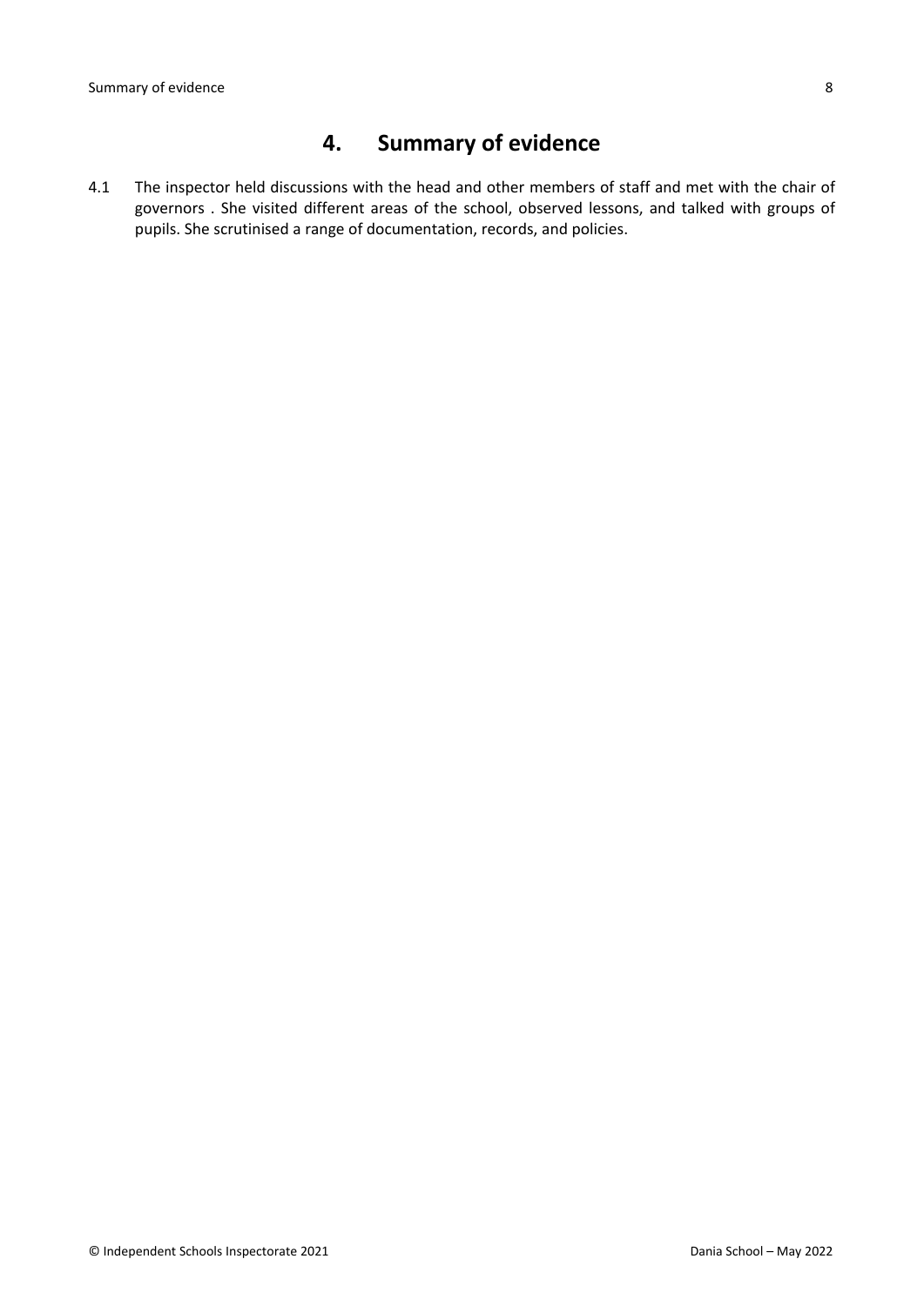## 4. Summary of evidence

4.1 The inspector held discussions with the head and other members of staff and met with the chair of governors . She visited different areas of the school, observed lessons, and talked with groups of pupils. She scrutinised a range of documentation, records, and policies.